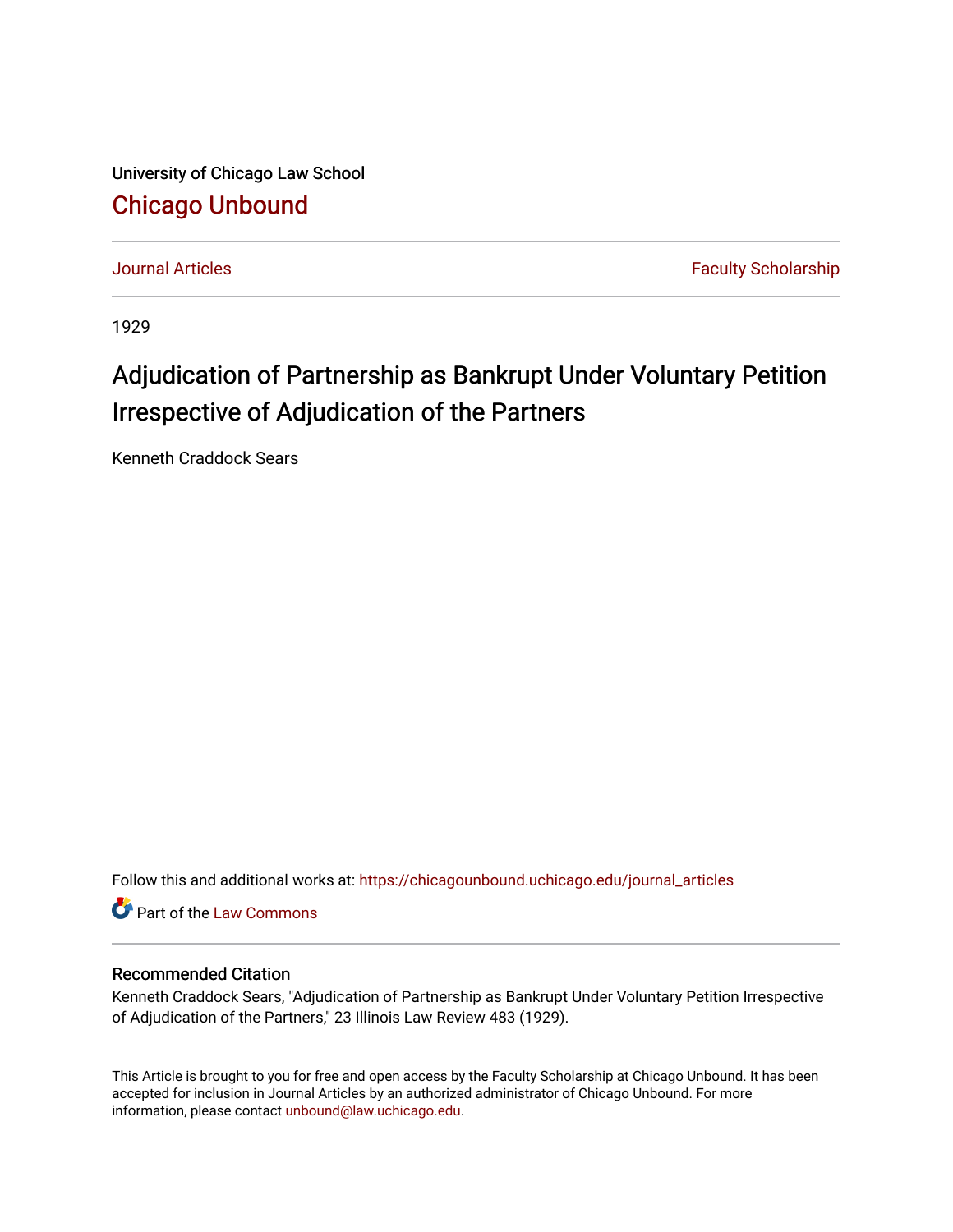University of Chicago Law School

# Chicago Unbound

Journal Articles | Faculty Scholarship

1929

# Adjudication of Partnership as Bankrupt Under Voluntary Petition Irrespective of Adjudication of the Partners

Kenneth Craddock Sears

Follow this and additional works at: https://chicagounbound.uchicago.edu/journal_articles

Part of the Law Commons

## Recommended Citation

Kenneth Craddock Sears, "Adjudication of Partnership as Bankrupt Under Voluntary Petition Irrespective of Adjudication of the Partners," 23 Illinois Law Review 483 (1929).

This Article is brought to you for free and open access by the Faculty Scholarship at Chicago Unbound. It has been accepted for inclusion in Journal Articles by an authorized administrator of Chicago Unbound. For more information, please contact unbound@law.uchicago.edu.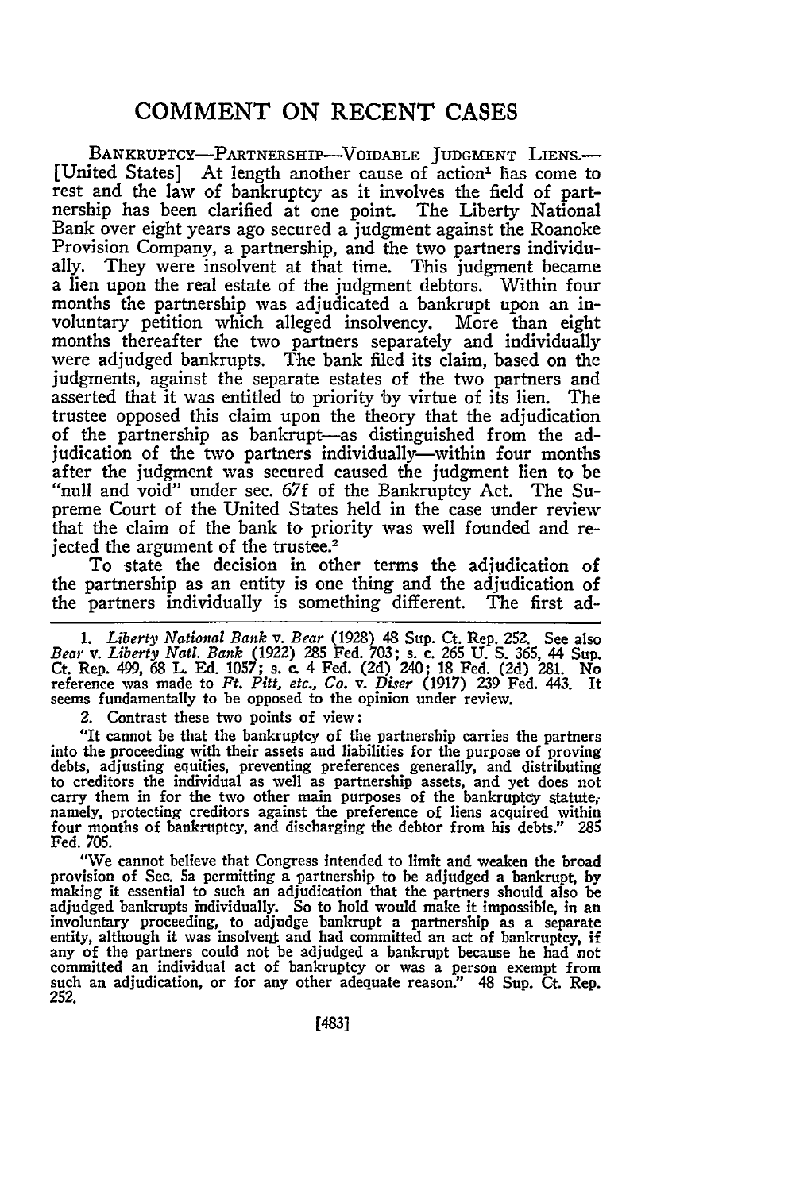# COMMENT ON RECENT CASES

BANKRUPTCY—PARTNERSHIP—VOIDABLE JUDGMENT LIENS.—[United States] At length another cause of action[1] has come to rest and the law of bankruptcy as it involves the field of partnership has been clarified at one point. The Liberty National Bank over eight years ago secured a judgment against the Roanoke Provision Company, a partnership, and the two partners individually. They were insolvent at that time. This judgment became a lien upon the real estate of the judgment debtors. Within four months the partnership was adjudicated a bankrupt upon an involuntary petition which alleged insolvency. More than eight months thereafter the two partners separately and individually were adjudged bankrupts. The bank filed its claim, based on the judgments, against the separate estates of the two partners and asserted that it was entitled to priority by virtue of its lien. The trustee opposed this claim upon the theory that the adjudication of the partnership as bankrupt—as distinguished from the adjudication of the two partners individually—within four months after the judgment was secured caused the judgment lien to be "null and void" under sec. 67f of the Bankruptcy Act. The Supreme Court of the United States held in the case under review that the claim of the bank to priority was well founded and rejected the argument of the trustee.[2]

To state the decision in other terms the adjudication of the partnership as an entity is one thing and the adjudication of the partners individually is something different. The first ad-

---

1. *Liberty National Bank* v. *Bear* (1928) 48 Sup. Ct. Rep. 252. See also *Bear* v. *Liberty Natl. Bank* (1922) 285 Fed. 703; s. c. 265 U. S. 365, 44 Sup. Ct. Rep. 499, 68 L. Ed. 1057; s. c. 4 Fed. (2d) 240; 18 Fed. (2d) 281. No reference was made to *Ft. Pitt, etc., Co.* v. *Diser* (1917) 239 Fed. 443. It seems fundamentally to be opposed to the opinion under review.

2. Contrast these two points of view:

"It cannot be that the bankruptcy of the partnership carries the partners into the proceeding with their assets and liabilities for the purpose of proving debts, adjusting equities, preventing preferences generally, and distributing to creditors the individual as well as partnership assets, and yet does not carry them in for the two other main purposes of the bankruptcy statute, namely, protecting creditors against the preference of liens acquired within four months of bankruptcy, and discharging the debtor from his debts." 285 Fed. 705.

"We cannot believe that Congress intended to limit and weaken the broad provision of Sec. 5a permitting a partnership to be adjudged a bankrupt, by making it essential to such an adjudication that the partners should also be adjudged bankrupts individually. So to hold would make it impossible, in an involuntary proceeding, to adjudge bankrupt a partnership as a separate entity, although it was insolvent and had committed an act of bankruptcy, if any of the partners could not be adjudged a bankrupt because he had not committed an individual act of bankruptcy or was a person exempt from such an adjudication, or for any other adequate reason." 48 Sup. Ct. Rep. 252.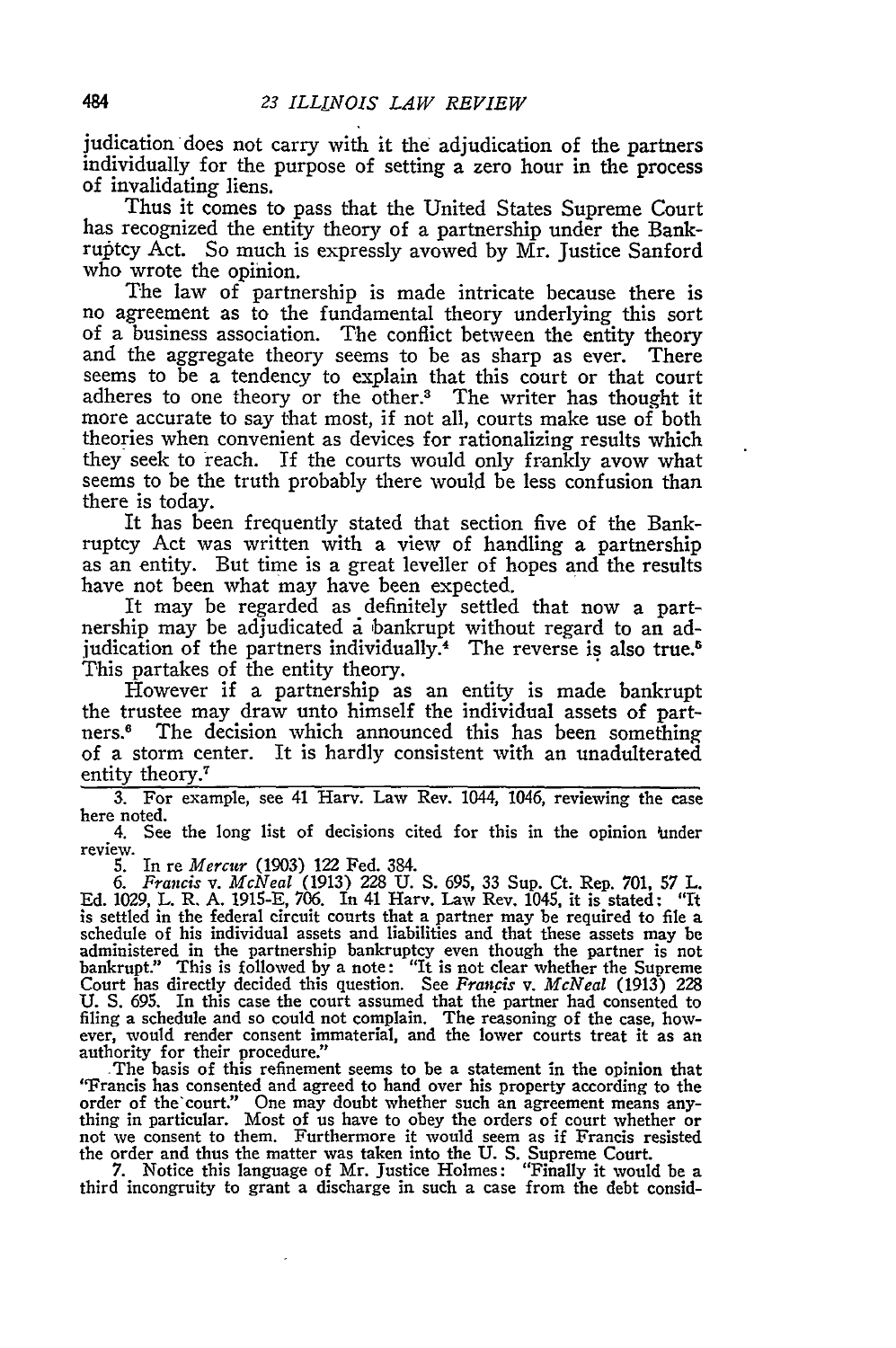judication does not carry with it the adjudication of the partners individually for the purpose of setting a zero hour in the process of invalidating liens.

Thus it comes to pass that the United States Supreme Court has recognized the entity theory of a partnership under the Bankruptcy Act. So much is expressly avowed by Mr. Justice Sanford who wrote the opinion.

The law of partnership is made intricate because there is no agreement as to the fundamental theory underlying this sort of a business association. The conflict between the entity theory and the aggregate theory seems to be as sharp as ever. There seems to be a tendency to explain that this court or that court adheres to one theory or the other.[3] The writer has thought it more accurate to say that most, if not all, courts make use of both theories when convenient as devices for rationalizing results which they seek to reach. If the courts would only frankly avow what seems to be the truth probably there would be less confusion than there is today.

It has been frequently stated that section five of the Bankruptcy Act was written with a view of handling a partnership as an entity. But time is a great leveller of hopes and the results have not been what may have been expected.

It may be regarded as definitely settled that now a partnership may be adjudicated a bankrupt without regard to an adjudication of the partners individually.[4] The reverse is also true.[5] This partakes of the entity theory.

However if a partnership as an entity is made bankrupt the trustee may draw unto himself the individual assets of partners.[6] The decision which announced this has been something of a storm center. It is hardly consistent with an unadulterated entity theory.[7]

---

3. For example, see 41 Harv. Law Rev. 1044, 1046, reviewing the case here noted.

4. See the long list of decisions cited for this in the opinion under review.

5. In re *Mercur* (1903) 122 Fed. 384.

6. *Francis* v. *McNeal* (1913) 228 U. S. 695, 33 Sup. Ct. Rep. 701, 57 L. Ed. 1029, L. R. A. 1915-E, 706. In 41 Harv. Law Rev. 1045, it is stated: "It is settled in the federal circuit courts that a partner may be required to file a schedule of his individual assets and liabilities and that these assets may be administered in the partnership bankruptcy even though the partner is not bankrupt." This is followed by a note: "It is not clear whether the Supreme Court has directly decided this question. See *Francis* v. *McNeal* (1913) 228 U. S. 695. In this case the court assumed that the partner had consented to filing a schedule and so could not complain. The reasoning of the case, however, would render consent immaterial, and the lower courts treat it as an authority for their procedure."

The basis of this refinement seems to be a statement in the opinion that "Francis has consented and agreed to hand over his property according to the order of the court." One may doubt whether such an agreement means anything in particular. Most of us have to obey the orders of court whether or not we consent to them. Furthermore it would seem as if Francis resisted the order and thus the matter was taken into the U. S. Supreme Court.

7. Notice this language of Mr. Justice Holmes: "Finally it would be a third incongruity to grant a discharge in such a case from the debt consid-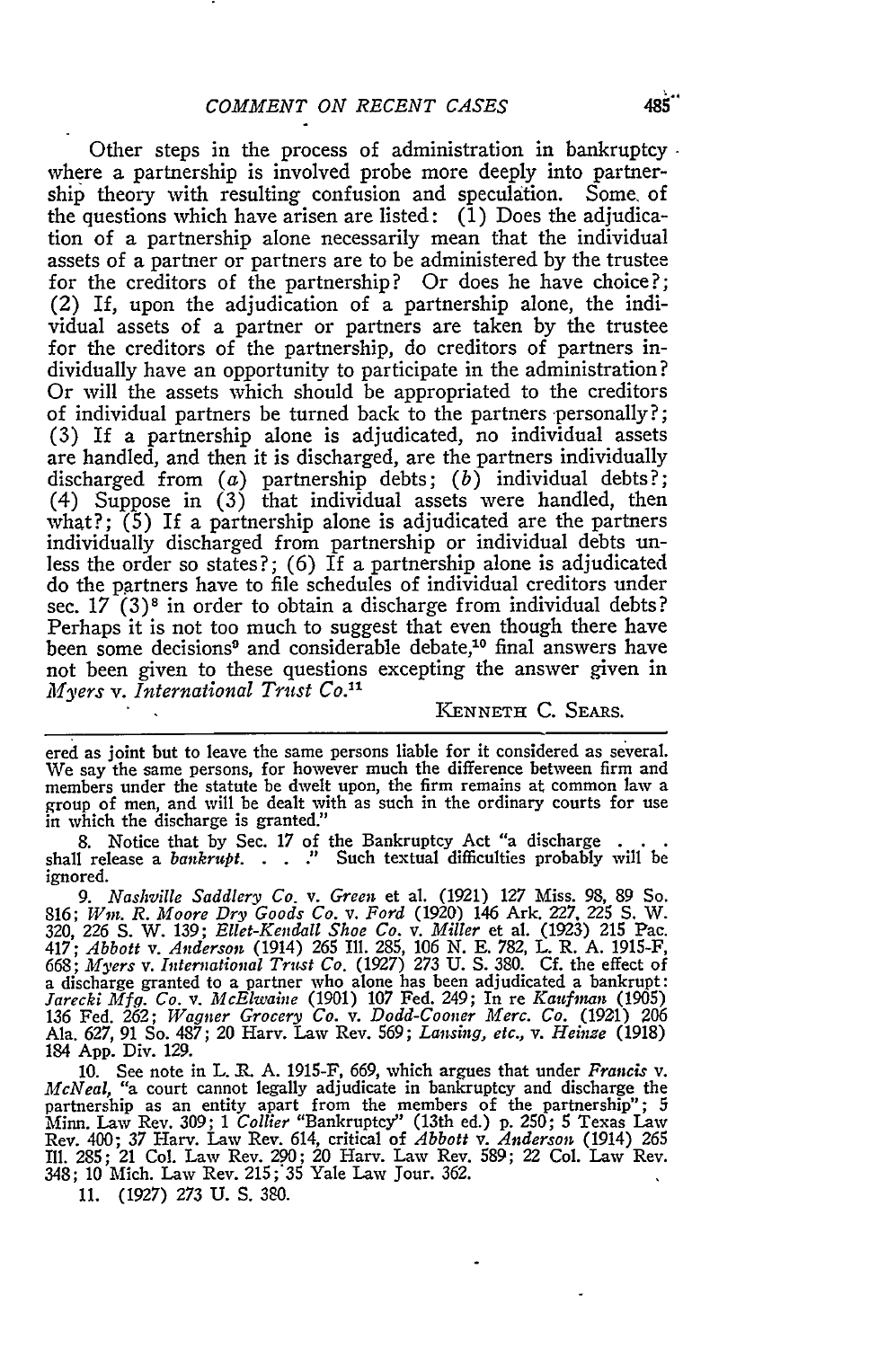Other steps in the process of administration in bankruptcy where a partnership is involved probe more deeply into partnership theory with resulting confusion and speculation. Some of the questions which have arisen are listed: (1) Does the adjudication of a partnership alone necessarily mean that the individual assets of a partner or partners are to be administered by the trustee for the creditors of the partnership? Or does he have choice?; (2) If, upon the adjudication of a partnership alone, the individual assets of a partner or partners are taken by the trustee for the creditors of the partnership, do creditors of partners individually have an opportunity to participate in the administration? Or will the assets which should be appropriated to the creditors of individual partners be turned back to the partners personally?; (3) If a partnership alone is adjudicated, no individual assets are handled, and then it is discharged, are the partners individually discharged from (*a*) partnership debts; (*b*) individual debts?; (4) Suppose in (3) that individual assets were handled, then what?; (5) If a partnership alone is adjudicated are the partners individually discharged from partnership or individual debts unless the order so states?; (6) If a partnership alone is adjudicated do the partners have to file schedules of individual creditors under sec. 17 (3)[8] in order to obtain a discharge from individual debts? Perhaps it is not too much to suggest that even though there have been some decisions[9] and considerable debate,[10] final answers have not been given to these questions excepting the answer given in *Myers* v. *International Trust Co.*[11]

KENNETH C. SEARS.

---

ered as joint but to leave the same persons liable for it considered as several. We say the same persons, for however much the difference between firm and members under the statute be dwelt upon, the firm remains at common law a group of men, and will be dealt with as such in the ordinary courts for use in which the discharge is granted."

8. Notice that by Sec. 17 of the Bankruptcy Act "a discharge . . . shall release a *bankrupt*. . . ." Such textual difficulties probably will be ignored.

9. *Nashville Saddlery Co.* v. *Green* et al. (1921) 127 Miss. 98, 89 So. 816; *Wm. R. Moore Dry Goods Co.* v. *Ford* (1920) 146 Ark. 227, 225 S. W. 320, 226 S. W. 139; *Ellet-Kendall Shoe Co.* v. *Miller* et al. (1923) 215 Pac. 417; *Abbott* v. *Anderson* (1914) 265 Ill. 285, 106 N. E. 782, L. R. A. 1915-F, 668; *Myers* v. *International Trust Co.* (1927) 273 U. S. 380. Cf. the effect of a discharge granted to a partner who alone has been adjudicated a bankrupt: *Jarecki Mfg. Co.* v. *McElwaine* (1901) 107 Fed. 249; In re *Kaufman* (1905) 136 Fed. 262; *Wagner Grocery Co.* v. *Dodd-Cooner Merc. Co.* (1921) 206 Ala. 627, 91 So. 487; 20 Harv. Law Rev. 569; *Lansing, etc.,* v. *Heinze* (1918) 184 App. Div. 129.

10. See note in L. R. A. 1915-F, 669, which argues that under *Francis* v. *McNeal*, "a court cannot legally adjudicate in bankruptcy and discharge the partnership as an entity apart from the members of the partnership"; 5 Minn. Law Rev. 309; 1 *Collier* "Bankruptcy" (13th ed.) p. 250; 5 Texas Law Rev. 400; 37 Harv. Law Rev. 614, critical of *Abbott* v. *Anderson* (1914) 265 Ill. 285; 21 Col. Law Rev. 290; 20 Harv. Law Rev. 589; 22 Col. Law Rev. 348; 10 Mich. Law Rev. 215; 35 Yale Law Jour. 362.

11. (1927) 273 U. S. 380.